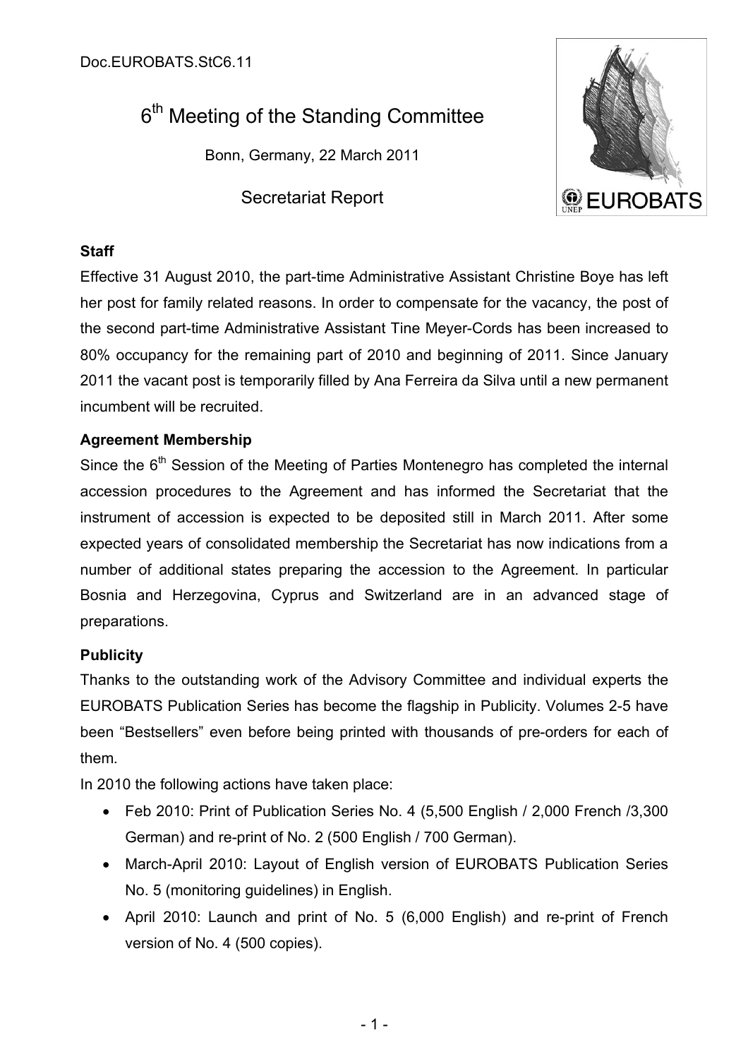Doc.EUROBATS.StC6.11

# 6th Meeting of the Standing Committee

Bonn, Germany, 22 March 2011

Secretariat Report

**Staff**

Effective 31 August 2010, the part-time Administrative Assistant Christine Boye has left her post for family related reasons. In order to compensate for the vacancy, the post of the second part-time Administrative Assistant Tine Meyer-Cords has been increased to 80% occupancy for the remaining part of 2010 and beginning of 2011. Since January 2011 the vacant post is temporarily filled by Ana Ferreira da Silva until a new permanent incumbent will be recruited.

**Agreement Membership**

Since the 6th Session of the Meeting of Parties Montenegro has completed the internal accession procedures to the Agreement and has informed the Secretariat that the instrument of accession is expected to be deposited still in March 2011. After some expected years of consolidated membership the Secretariat has now indications from a number of additional states preparing the accession to the Agreement. In particular Bosnia and Herzegovina, Cyprus and Switzerland are in an advanced stage of preparations.

**Publicity**

Thanks to the outstanding work of the Advisory Committee and individual experts the EUROBATS Publication Series has become the flagship in Publicity. Volumes 2-5 have been "Bestsellers" even before being printed with thousands of pre-orders for each of them.

In 2010 the following actions have taken place:

- Feb 2010: Print of Publication Series No. 4 (5,500 English / 2,000 French /3,300 German) and re-print of No. 2 (500 English / 700 German).
- March-April 2010: Layout of English version of EUROBATS Publication Series No. 5 (monitoring guidelines) in English.
- April 2010: Launch and print of No. 5 (6,000 English) and re-print of French version of No. 4 (500 copies).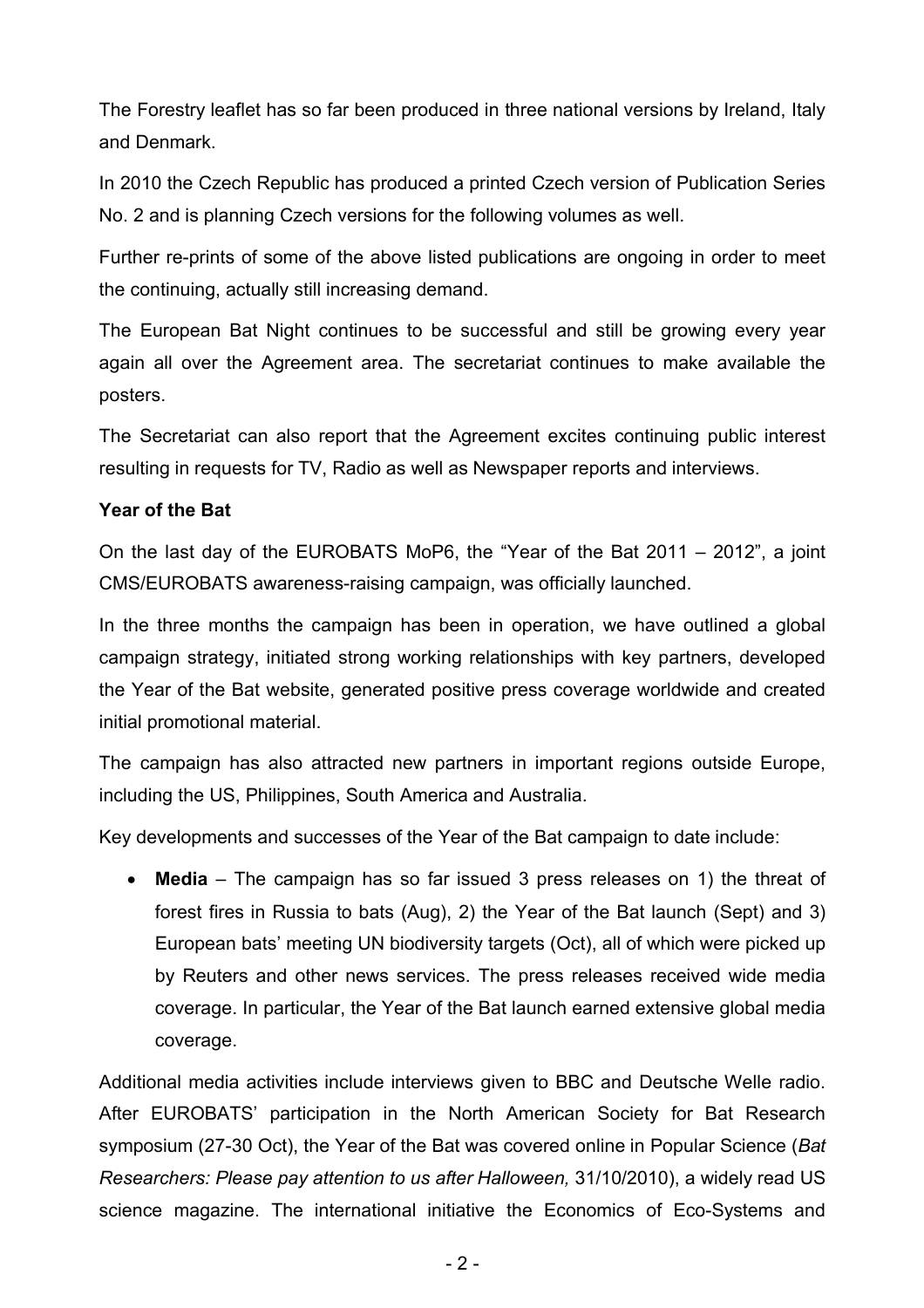The Forestry leaflet has so far been produced in three national versions by Ireland, Italy and Denmark.

In 2010 the Czech Republic has produced a printed Czech version of Publication Series No. 2 and is planning Czech versions for the following volumes as well.

Further re-prints of some of the above listed publications are ongoing in order to meet the continuing, actually still increasing demand.

The European Bat Night continues to be successful and still be growing every year again all over the Agreement area. The secretariat continues to make available the posters.

The Secretariat can also report that the Agreement excites continuing public interest resulting in requests for TV, Radio as well as Newspaper reports and interviews.

**Year of the Bat**

On the last day of the EUROBATS MoP6, the "Year of the Bat 2011 – 2012", a joint CMS/EUROBATS awareness-raising campaign, was officially launched.

In the three months the campaign has been in operation, we have outlined a global campaign strategy, initiated strong working relationships with key partners, developed the Year of the Bat website, generated positive press coverage worldwide and created initial promotional material.

The campaign has also attracted new partners in important regions outside Europe, including the US, Philippines, South America and Australia.

Key developments and successes of the Year of the Bat campaign to date include:

- **Media** – The campaign has so far issued 3 press releases on 1) the threat of forest fires in Russia to bats (Aug), 2) the Year of the Bat launch (Sept) and 3) European bats' meeting UN biodiversity targets (Oct), all of which were picked up by Reuters and other news services. The press releases received wide media coverage. In particular, the Year of the Bat launch earned extensive global media coverage.

Additional media activities include interviews given to BBC and Deutsche Welle radio. After EUROBATS' participation in the North American Society for Bat Research symposium (27-30 Oct), the Year of the Bat was covered online in Popular Science (*Bat Researchers: Please pay attention to us after Halloween,* 31/10/2010), a widely read US science magazine. The international initiative the Economics of Eco-Systems and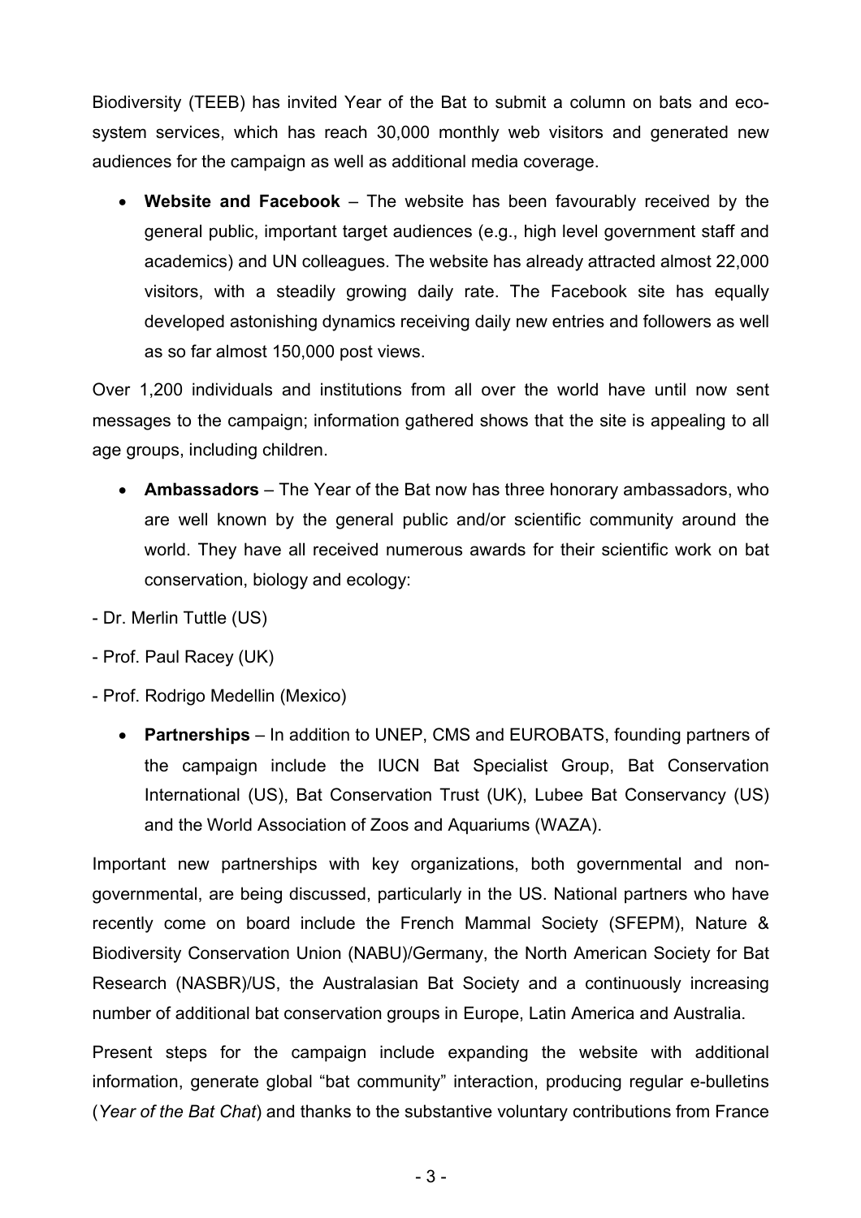Biodiversity (TEEB) has invited Year of the Bat to submit a column on bats and eco-system services, which has reach 30,000 monthly web visitors and generated new audiences for the campaign as well as additional media coverage.

- **Website and Facebook** – The website has been favourably received by the general public, important target audiences (e.g., high level government staff and academics) and UN colleagues. The website has already attracted almost 22,000 visitors, with a steadily growing daily rate. The Facebook site has equally developed astonishing dynamics receiving daily new entries and followers as well as so far almost 150,000 post views.

Over 1,200 individuals and institutions from all over the world have until now sent messages to the campaign; information gathered shows that the site is appealing to all age groups, including children.

- **Ambassadors** – The Year of the Bat now has three honorary ambassadors, who are well known by the general public and/or scientific community around the world. They have all received numerous awards for their scientific work on bat conservation, biology and ecology:

- Dr. Merlin Tuttle (US)
- Prof. Paul Racey (UK)
- Prof. Rodrigo Medellin (Mexico)

- **Partnerships** – In addition to UNEP, CMS and EUROBATS, founding partners of the campaign include the IUCN Bat Specialist Group, Bat Conservation International (US), Bat Conservation Trust (UK), Lubee Bat Conservancy (US) and the World Association of Zoos and Aquariums (WAZA).

Important new partnerships with key organizations, both governmental and non-governmental, are being discussed, particularly in the US. National partners who have recently come on board include the French Mammal Society (SFEPM), Nature & Biodiversity Conservation Union (NABU)/Germany, the North American Society for Bat Research (NASBR)/US, the Australasian Bat Society and a continuously increasing number of additional bat conservation groups in Europe, Latin America and Australia.

Present steps for the campaign include expanding the website with additional information, generate global "bat community" interaction, producing regular e-bulletins (*Year of the Bat Chat*) and thanks to the substantive voluntary contributions from France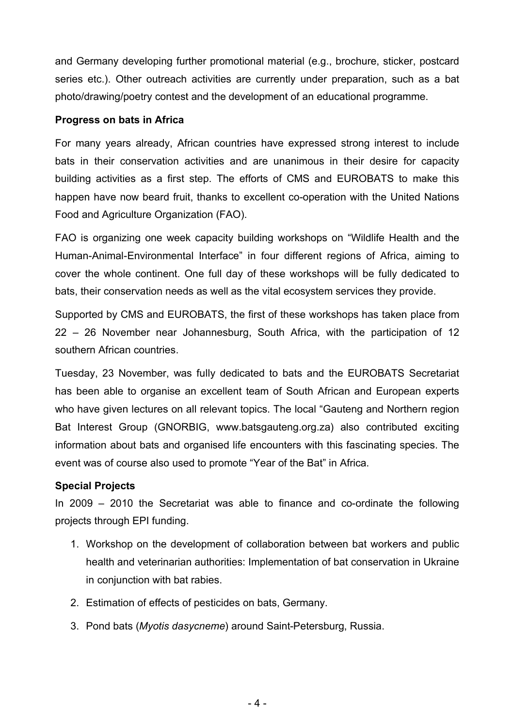and Germany developing further promotional material (e.g., brochure, sticker, postcard series etc.). Other outreach activities are currently under preparation, such as a bat photo/drawing/poetry contest and the development of an educational programme.

**Progress on bats in Africa**

For many years already, African countries have expressed strong interest to include bats in their conservation activities and are unanimous in their desire for capacity building activities as a first step. The efforts of CMS and EUROBATS to make this happen have now beard fruit, thanks to excellent co-operation with the United Nations Food and Agriculture Organization (FAO).

FAO is organizing one week capacity building workshops on "Wildlife Health and the Human-Animal-Environmental Interface" in four different regions of Africa, aiming to cover the whole continent. One full day of these workshops will be fully dedicated to bats, their conservation needs as well as the vital ecosystem services they provide.

Supported by CMS and EUROBATS, the first of these workshops has taken place from 22 – 26 November near Johannesburg, South Africa, with the participation of 12 southern African countries.

Tuesday, 23 November, was fully dedicated to bats and the EUROBATS Secretariat has been able to organise an excellent team of South African and European experts who have given lectures on all relevant topics. The local "Gauteng and Northern region Bat Interest Group (GNORBIG, www.batsgauteng.org.za) also contributed exciting information about bats and organised life encounters with this fascinating species. The event was of course also used to promote "Year of the Bat" in Africa.

**Special Projects**

In 2009 – 2010 the Secretariat was able to finance and co-ordinate the following projects through EPI funding.

1. Workshop on the development of collaboration between bat workers and public health and veterinarian authorities: Implementation of bat conservation in Ukraine in conjunction with bat rabies.
2. Estimation of effects of pesticides on bats, Germany.
3. Pond bats (*Myotis dasycneme*) around Saint-Petersburg, Russia.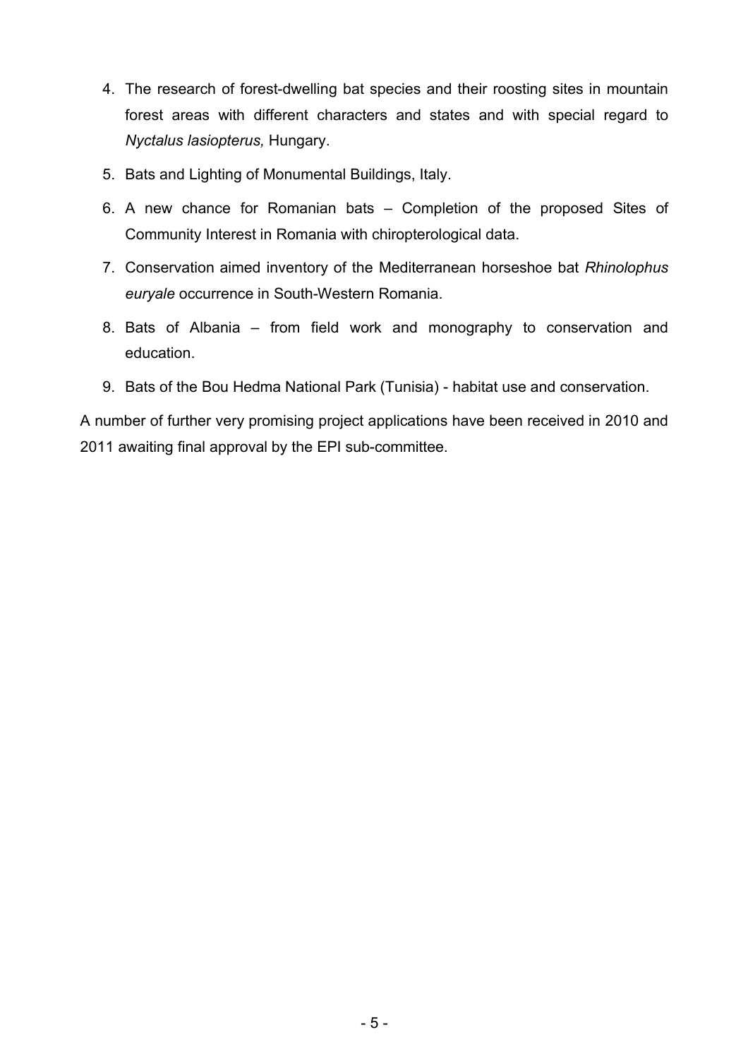4. The research of forest-dwelling bat species and their roosting sites in mountain forest areas with different characters and states and with special regard to *Nyctalus lasiopterus,* Hungary.
5. Bats and Lighting of Monumental Buildings, Italy.
6. A new chance for Romanian bats – Completion of the proposed Sites of Community Interest in Romania with chiropterological data.
7. Conservation aimed inventory of the Mediterranean horseshoe bat *Rhinolophus euryale* occurrence in South-Western Romania.
8. Bats of Albania – from field work and monography to conservation and education.
9. Bats of the Bou Hedma National Park (Tunisia) - habitat use and conservation.

A number of further very promising project applications have been received in 2010 and 2011 awaiting final approval by the EPI sub-committee.